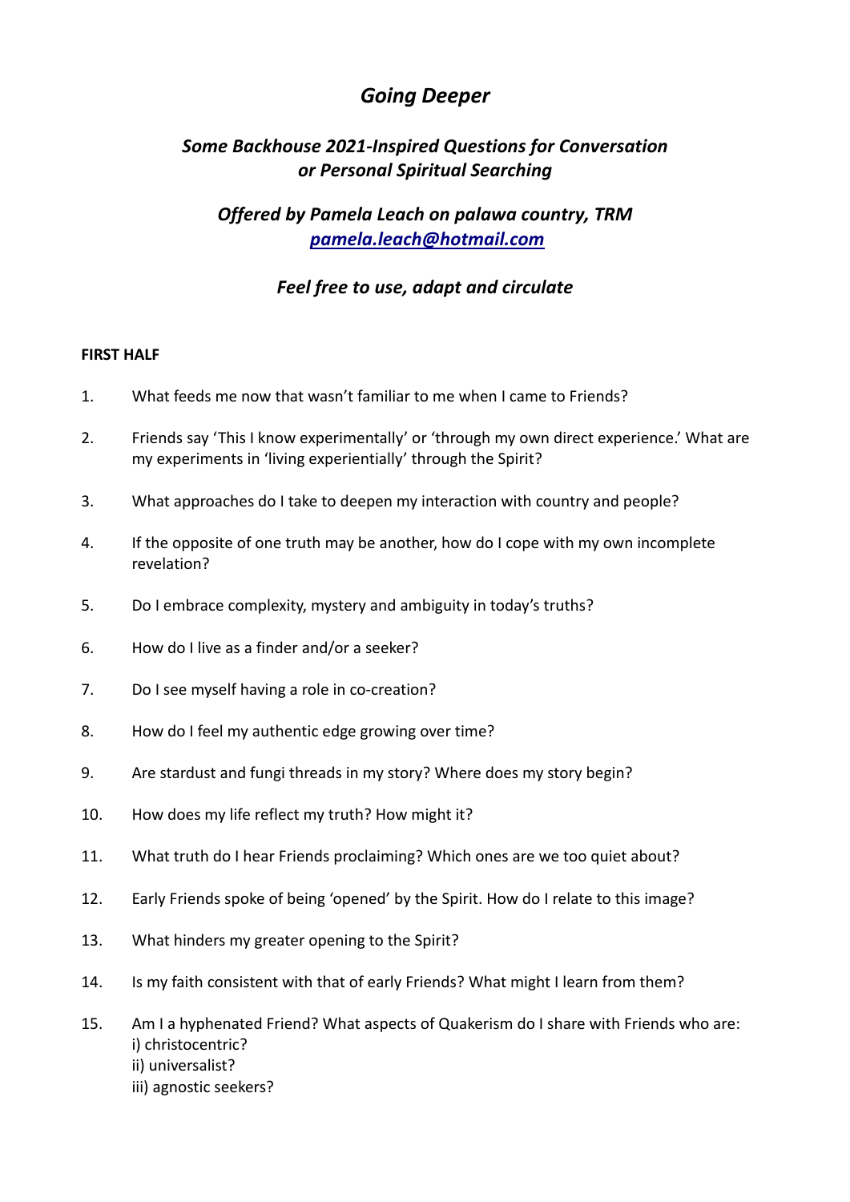# *Going Deeper*

## *Some Backhouse 2021-Inspired Questions for Conversation or Personal Spiritual Searching*

### *Offered by Pamela Leach on palawa country, TRM*

***pamela.leach@hotmail.com***

### *Feel free to use, adapt and circulate*

**FIRST HALF**

1. What feeds me now that wasn't familiar to me when I came to Friends?

2. Friends say 'This I know experimentally' or 'through my own direct experience.' What are my experiments in 'living experientially' through the Spirit?

3. What approaches do I take to deepen my interaction with country and people?

4. If the opposite of one truth may be another, how do I cope with my own incomplete revelation?

5. Do I embrace complexity, mystery and ambiguity in today's truths?

6. How do I live as a finder and/or a seeker?

7. Do I see myself having a role in co-creation?

8. How do I feel my authentic edge growing over time?

9. Are stardust and fungi threads in my story? Where does my story begin?

10. How does my life reflect my truth? How might it?

11. What truth do I hear Friends proclaiming? Which ones are we too quiet about?

12. Early Friends spoke of being 'opened' by the Spirit. How do I relate to this image?

13. What hinders my greater opening to the Spirit?

14. Is my faith consistent with that of early Friends? What might I learn from them?

15. Am I a hyphenated Friend? What aspects of Quakerism do I share with Friends who are:
    i) christocentric?
    ii) universalist?
    iii) agnostic seekers?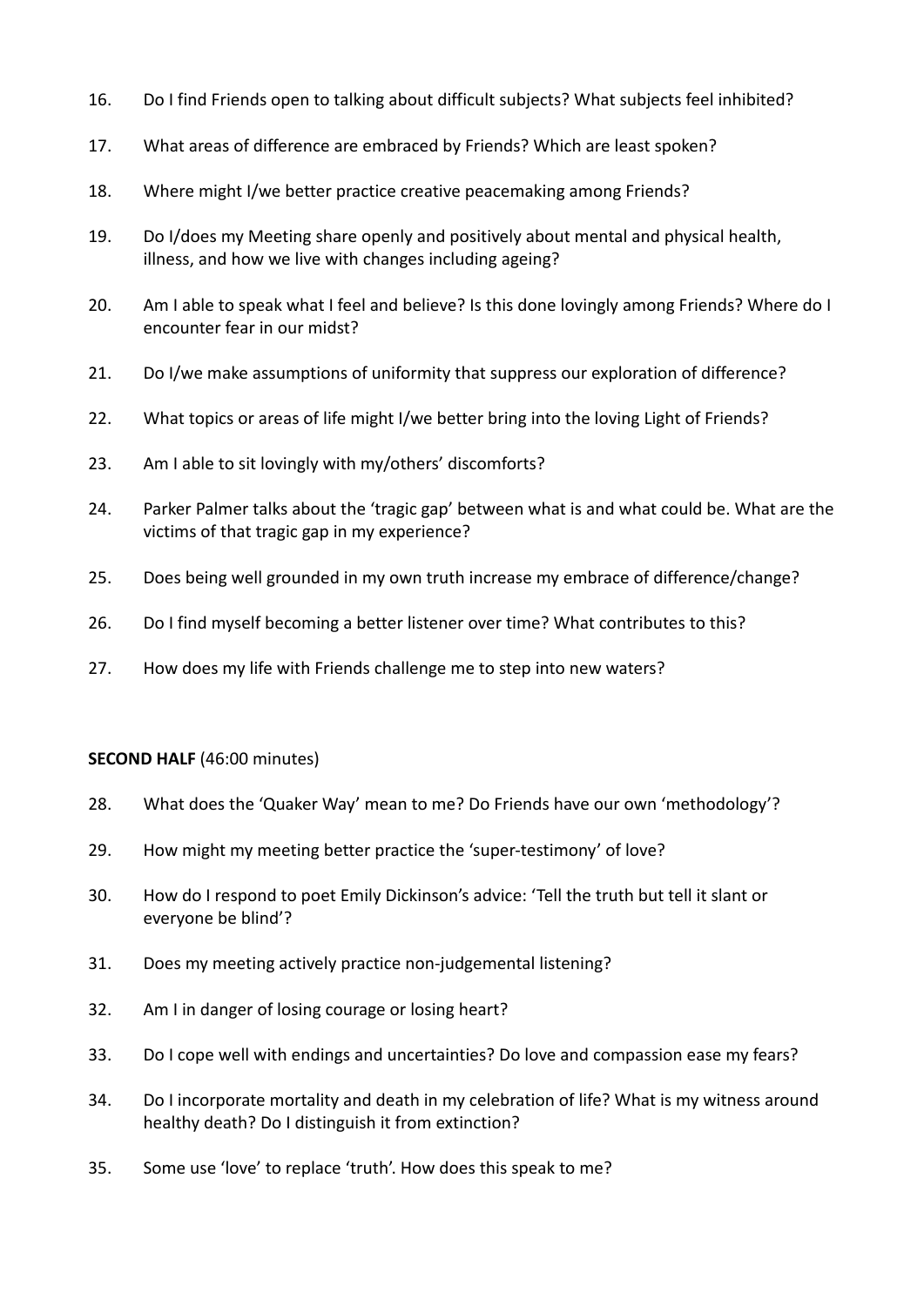16. Do I find Friends open to talking about difficult subjects? What subjects feel inhibited?

17. What areas of difference are embraced by Friends? Which are least spoken?

18. Where might I/we better practice creative peacemaking among Friends?

19. Do I/does my Meeting share openly and positively about mental and physical health, illness, and how we live with changes including ageing?

20. Am I able to speak what I feel and believe? Is this done lovingly among Friends? Where do I encounter fear in our midst?

21. Do I/we make assumptions of uniformity that suppress our exploration of difference?

22. What topics or areas of life might I/we better bring into the loving Light of Friends?

23. Am I able to sit lovingly with my/others' discomforts?

24. Parker Palmer talks about the 'tragic gap' between what is and what could be. What are the victims of that tragic gap in my experience?

25. Does being well grounded in my own truth increase my embrace of difference/change?

26. Do I find myself becoming a better listener over time? What contributes to this?

27. How does my life with Friends challenge me to step into new waters?

**SECOND HALF** (46:00 minutes)

28. What does the 'Quaker Way' mean to me? Do Friends have our own 'methodology'?

29. How might my meeting better practice the 'super-testimony' of love?

30. How do I respond to poet Emily Dickinson's advice: 'Tell the truth but tell it slant or everyone be blind'?

31. Does my meeting actively practice non-judgemental listening?

32. Am I in danger of losing courage or losing heart?

33. Do I cope well with endings and uncertainties? Do love and compassion ease my fears?

34. Do I incorporate mortality and death in my celebration of life? What is my witness around healthy death? Do I distinguish it from extinction?

35. Some use 'love' to replace 'truth'. How does this speak to me?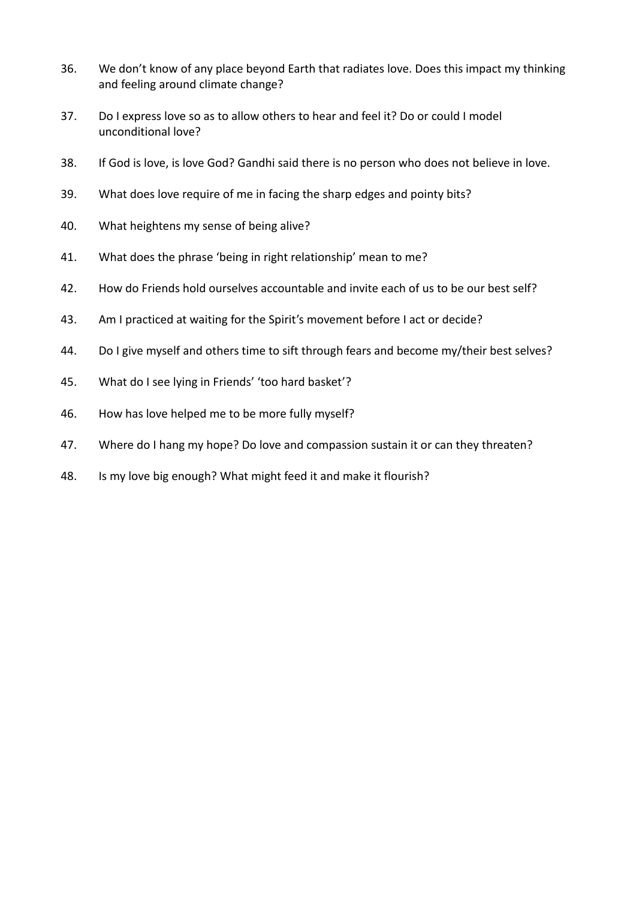36. We don’t know of any place beyond Earth that radiates love. Does this impact my thinking and feeling around climate change?

37. Do I express love so as to allow others to hear and feel it? Do or could I model unconditional love?

38. If God is love, is love God? Gandhi said there is no person who does not believe in love.

39. What does love require of me in facing the sharp edges and pointy bits?

40. What heightens my sense of being alive?

41. What does the phrase ‘being in right relationship’ mean to me?

42. How do Friends hold ourselves accountable and invite each of us to be our best self?

43. Am I practiced at waiting for the Spirit’s movement before I act or decide?

44. Do I give myself and others time to sift through fears and become my/their best selves?

45. What do I see lying in Friends’ ‘too hard basket’?

46. How has love helped me to be more fully myself?

47. Where do I hang my hope? Do love and compassion sustain it or can they threaten?

48. Is my love big enough? What might feed it and make it flourish?